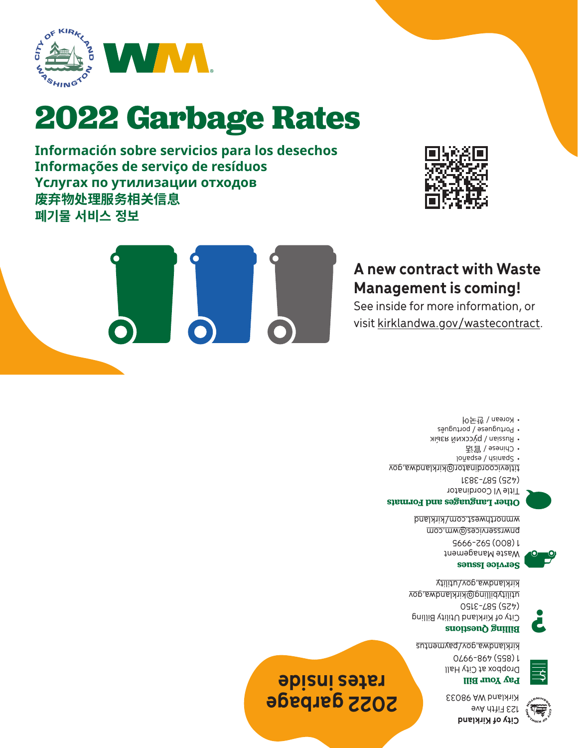# 2022 Garbage Rates

**Información sobre servicios para los desechos**
**Informações de serviço de resíduos**
**Услугах по утилизации отходов**
**废弃物处理服务相关信息**
**폐기물 서비스 정보**

## A new contract with Waste Management is coming!

See inside for more information, or visit kirklandwa.gov/wastecontract.

**City of Kirkland**
123 Fifth Ave
Kirkland WA 98033

**Pay Your Bill**
Dropbox at City Hall
1 (855) 498-9970
kirklandwa.gov/payments

**Billing Questions**
City of Kirkland Utility Billing
(425) 587-3150
utilitybilling@kirklandwa.gov
kirklandwa.gov/utility

**Service Issues**
Waste Management
1 (800) 592-9995
pnwrsservices@wm.com
wmnorthwest.com/kirkland

**Other Languages and Formats**
Title VI Coordinator
(425) 587-3831
titlevicoordinator@kirklandwa.gov

- Spanish / español
- Chinese / 普通话
- Russian / русский язык
- Portuguese / português
- Korean / 한국어

**2022 garbage rates inside**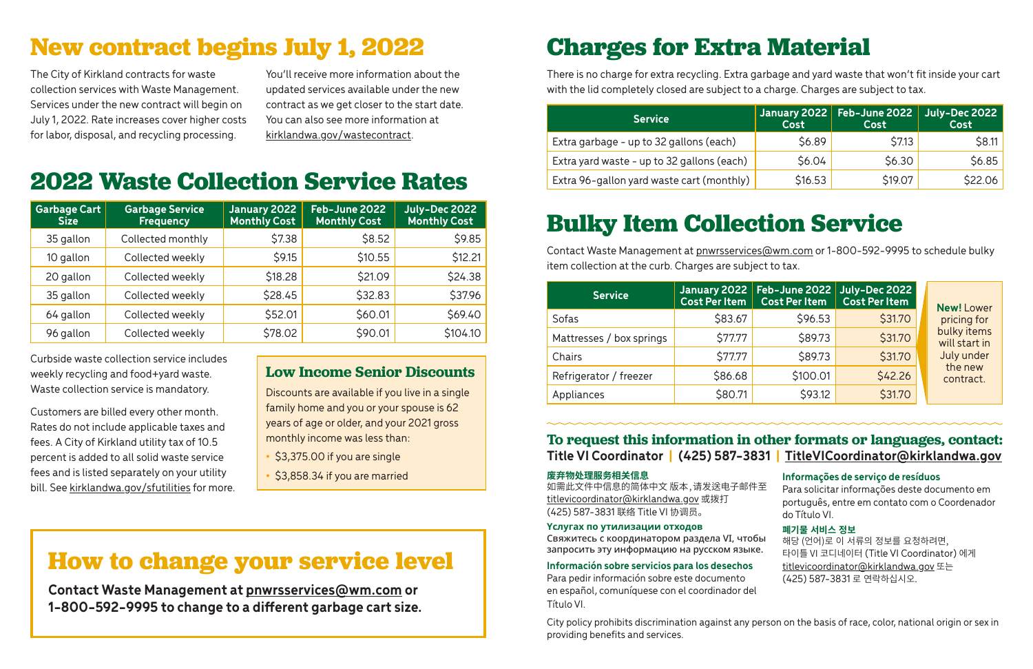# New contract begins July 1, 2022

The City of Kirkland contracts for waste collection services with Waste Management. Services under the new contract will begin on July 1, 2022. Rate increases cover higher costs for labor, disposal, and recycling processing.

You'll receive more information about the updated services available under the new contract as we get closer to the start date. You can also see more information at kirklandwa.gov/wastecontract.

# 2022 Waste Collection Service Rates

| Garbage Cart Size | Garbage Service Frequency | January 2022 Monthly Cost | Feb-June 2022 Monthly Cost | July-Dec 2022 Monthly Cost |
|---|---|---|---|---|
| 35 gallon | Collected monthly | $7.38 | $8.52 | $9.85 |
| 10 gallon | Collected weekly | $9.15 | $10.55 | $12.21 |
| 20 gallon | Collected weekly | $18.28 | $21.09 | $24.38 |
| 35 gallon | Collected weekly | $28.45 | $32.83 | $37.96 |
| 64 gallon | Collected weekly | $52.01 | $60.01 | $69.40 |
| 96 gallon | Collected weekly | $78.02 | $90.01 | $104.10 |

Curbside waste collection service includes weekly recycling and food+yard waste. Waste collection service is mandatory.

Customers are billed every other month. Rates do not include applicable taxes and fees. A City of Kirkland utility tax of 10.5 percent is added to all solid waste service fees and is listed separately on your utility bill. See kirklandwa.gov/sfutilities for more.

### Low Income Senior Discounts

Discounts are available if you live in a single family home and you or your spouse is 62 years of age or older, and your 2021 gross monthly income was less than:

- $3,375.00 if you are single
- $3,858.34 if you are married

# How to change your service level

**Contact Waste Management at pnwrsservices@wm.com or 1-800-592-9995 to change to a different garbage cart size.**

# Charges for Extra Material

There is no charge for extra recycling. Extra garbage and yard waste that won't fit inside your cart with the lid completely closed are subject to a charge. Charges are subject to tax.

| Service | January 2022 Cost | Feb-June 2022 Cost | July-Dec 2022 Cost |
|---|---|---|---|
| Extra garbage - up to 32 gallons (each) | $6.89 | $7.13 | $8.11 |
| Extra yard waste - up to 32 gallons (each) | $6.04 | $6.30 | $6.85 |
| Extra 96-gallon yard waste cart (monthly) | $16.53 | $19.07 | $22.06 |

# Bulky Item Collection Service

Contact Waste Management at pnwrsservices@wm.com or 1-800-592-9995 to schedule bulky item collection at the curb. Charges are subject to tax.

| Service | January 2022 Cost Per Item | Feb-June 2022 Cost Per Item | July-Dec 2022 Cost Per Item |
|---|---|---|---|
| Sofas | $83.67 | $96.53 | $31.70 |
| Mattresses / box springs | $77.77 | $89.73 | $31.70 |
| Chairs | $77.77 | $89.73 | $31.70 |
| Refrigerator / freezer | $86.68 | $100.01 | $42.26 |
| Appliances | $80.71 | $93.12 | $31.70 |

**New!** Lower pricing for bulky items will start in July under the new contract.

### To request this information in other formats or languages, contact:

**Title VI Coordinator | (425) 587-3831 | TitleVICoordinator@kirklandwa.gov**

**废弃物处理服务相关信息**
如需此文件中信息的简体中文版本，请发送电子邮件至 titlevicoordinator@kirklandwa.gov 或拨打 (425) 587-3831 联络 Title VI 协调员。

**Услугах по утилизации отходов**
Свяжитесь с координатором раздела VI, чтобы запросить эту информацию на русском языке.

**Información sobre servicios para los desechos**
Para pedir información sobre este documento en español, comuníquese con el coordinador del Título VI.

**Informações de serviço de resíduos**
Para solicitar informações deste documento em português, entre em contato com o Coordenador do Título VI.

**폐기물 서비스 정보**
해당 (언어)로 이 서류의 정보를 요청하려면, 타이틀 VI 코디네이터 (Title VI Coordinator) 에게 titlevicoordinator@kirklandwa.gov 또는 (425) 587-3831 로 연락하십시오.

City policy prohibits discrimination against any person on the basis of race, color, national origin or sex in providing benefits and services.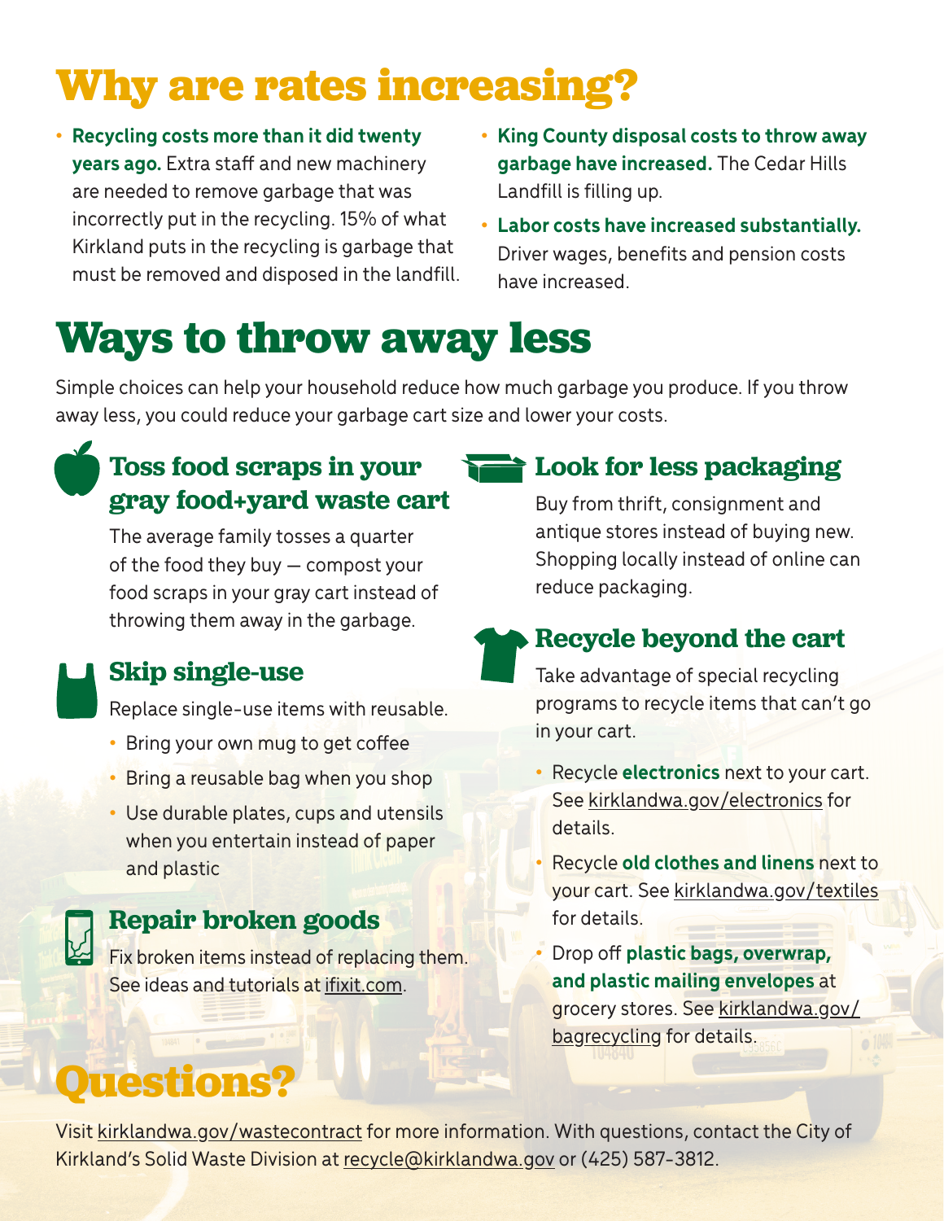# Why are rates increasing?

- **Recycling costs more than it did twenty years ago.** Extra staff and new machinery are needed to remove garbage that was incorrectly put in the recycling. 15% of what Kirkland puts in the recycling is garbage that must be removed and disposed in the landfill.
- **King County disposal costs to throw away garbage have increased.** The Cedar Hills Landfill is filling up.
- **Labor costs have increased substantially.** Driver wages, benefits and pension costs have increased.

# Ways to throw away less

Simple choices can help your household reduce how much garbage you produce. If you throw away less, you could reduce your garbage cart size and lower your costs.

## Toss food scraps in your gray food+yard waste cart

The average family tosses a quarter of the food they buy — compost your food scraps in your gray cart instead of throwing them away in the garbage.

## Skip single-use

Replace single-use items with reusable.

- Bring your own mug to get coffee
- Bring a reusable bag when you shop
- Use durable plates, cups and utensils when you entertain instead of paper and plastic

## Repair broken goods

Fix broken items instead of replacing them. See ideas and tutorials at ifixit.com.

## Look for less packaging

Buy from thrift, consignment and antique stores instead of buying new. Shopping locally instead of online can reduce packaging.

## Recycle beyond the cart

Take advantage of special recycling programs to recycle items that can't go in your cart.

- Recycle **electronics** next to your cart. See kirklandwa.gov/electronics for details.
- Recycle **old clothes and linens** next to your cart. See kirklandwa.gov/textiles for details.
- Drop off **plastic bags, overwrap, and plastic mailing envelopes** at grocery stores. See kirklandwa.gov/bagrecycling for details.

# Questions?

Visit kirklandwa.gov/wastecontract for more information. With questions, contact the City of Kirkland's Solid Waste Division at recycle@kirklandwa.gov or (425) 587-3812.